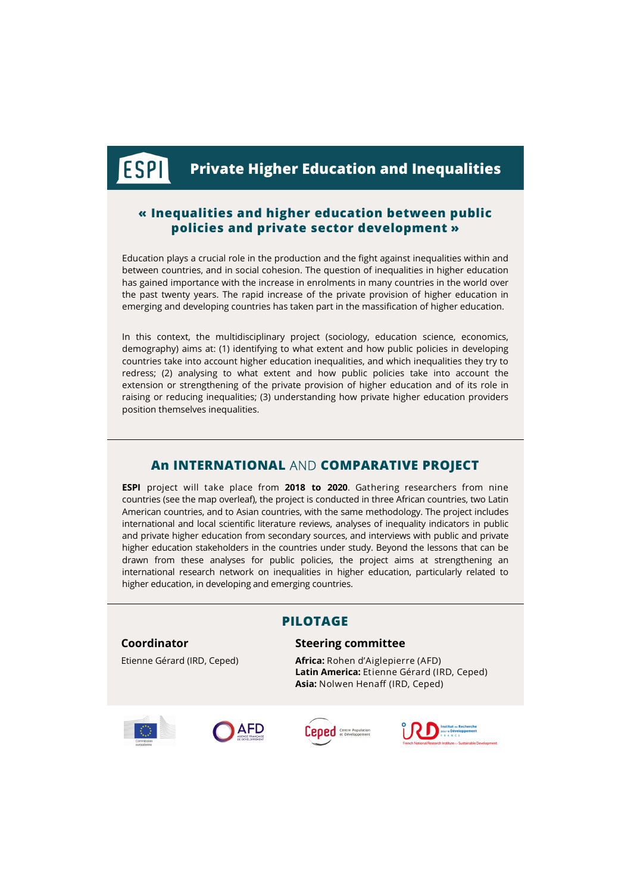# ESPI Private Higher Education and Inequalities

## « Inequalities and higher education between public policies and private sector development »

Education plays a crucial role in the production and the fight against inequalities within and between countries, and in social cohesion. The question of inequalities in higher education has gained importance with the increase in enrolments in many countries in the world over the past twenty years. The rapid increase of the private provision of higher education in emerging and developing countries has taken part in the massification of higher education.

In this context, the multidisciplinary project (sociology, education science, economics, demography) aims at: (1) identifying to what extent and how public policies in developing countries take into account higher education inequalities, and which inequalities they try to redress; (2) analysing to what extent and how public policies take into account the extension or strengthening of the private provision of higher education and of its role in raising or reducing inequalities; (3) understanding how private higher education providers position themselves inequalities.

## An INTERNATIONAL AND COMPARATIVE PROJECT

**ESPI** project will take place from **2018 to 2020**. Gathering researchers from nine countries (see the map overleaf), the project is conducted in three African countries, two Latin American countries, and to Asian countries, with the same methodology. The project includes international and local scientific literature reviews, analyses of inequality indicators in public and private higher education from secondary sources, and interviews with public and private higher education stakeholders in the countries under study. Beyond the lessons that can be drawn from these analyses for public policies, the project aims at strengthening an international research network on inequalities in higher education, particularly related to higher education, in developing and emerging countries.

## PILOTAGE

### Coordinator

Etienne Gérard (IRD, Ceped)

### Steering committee

**Africa:** Rohen d'Aiglepierre (AFD)
**Latin America:** Etienne Gérard (IRD, Ceped)
**Asia:** Nolwen Henaff (IRD, Ceped)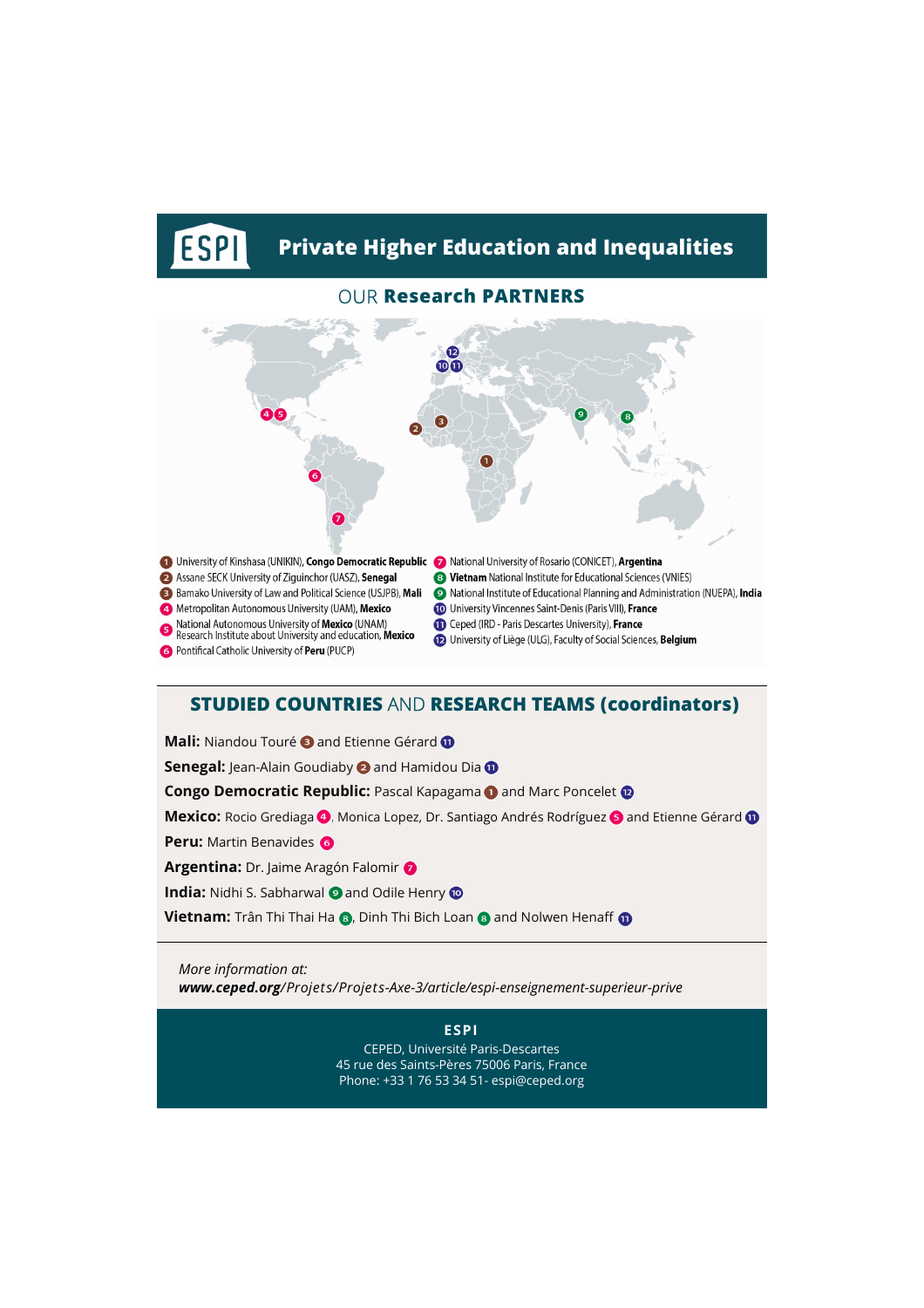# ESPI — Private Higher Education and Inequalities

## OUR **Research PARTNERS**

1. University of Kinshasa (UNIKIN), **Congo Democratic Republic**
2. Assane SECK University of Ziguinchor (UASZ), **Senegal**
3. Bamako University of Law and Political Science (USJPB), **Mali**
4. Metropolitan Autonomous University (UAM), **Mexico**
5. National Autonomous University of **Mexico** (UNAM) Research Institute about University and education, **Mexico**
6. Pontifical Catholic University of **Peru** (PUCP)
7. National University of Rosario (CONICET), **Argentina**
8. **Vietnam** National Institute for Educational Sciences (VNIES)
9. National Institute of Educational Planning and Administration (NUEPA), **India**
10. University Vincennes Saint-Denis (Paris VIII), **France**
11. Ceped (IRD - Paris Descartes University), **France**
12. University of Liège (ULG), Faculty of Social Sciences, **Belgium**

## **STUDIED COUNTRIES** AND **RESEARCH TEAMS (coordinators)**

**Mali:** Niandou Touré 3 and Etienne Gérard 11

**Senegal:** Jean-Alain Goudiaby 2 and Hamidou Dia 11

**Congo Democratic Republic:** Pascal Kapagama 1 and Marc Poncelet 12

**Mexico:** Rocio Grediaga 4, Monica Lopez, Dr. Santiago Andrés Rodríguez 5 and Etienne Gérard 11

**Peru:** Martin Benavides 6

**Argentina:** Dr. Jaime Aragón Falomir 7

**India:** Nidhi S. Sabharwal 9 and Odile Henry 10

**Vietnam:** Trân Thi Thai Ha 8, Dinh Thi Bich Loan 8 and Nolwen Henaff 11

*More information at:*
***www.ceped.org**/Projets/Projets-Axe-3/article/espi-enseignement-superieur-prive*

**ESPI**
CEPED, Université Paris-Descartes
45 rue des Saints-Pères 75006 Paris, France
Phone: +33 1 76 53 34 51- espi@ceped.org